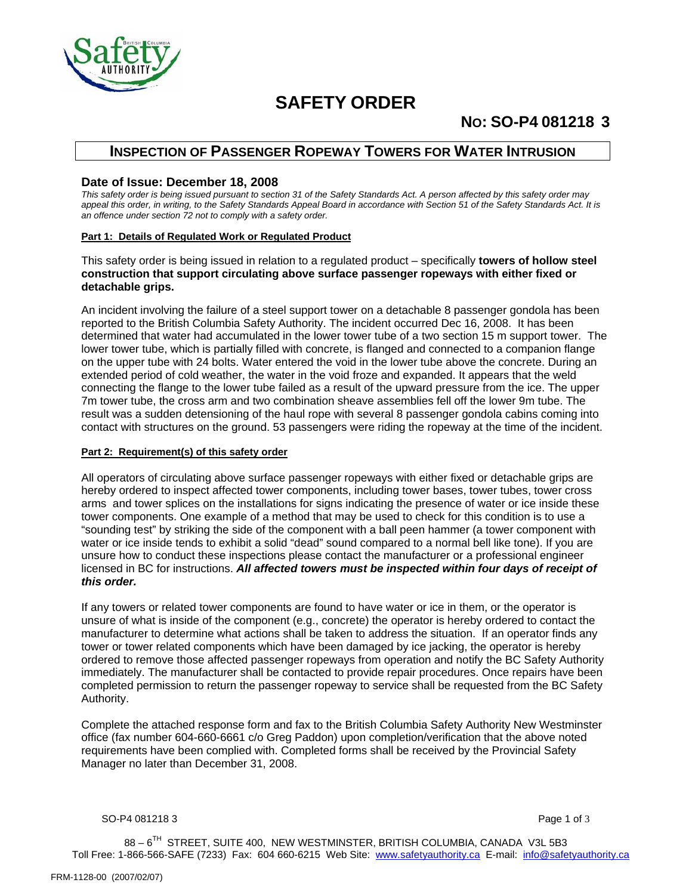# SAFETY ORDER

## NO: SO-P4 081218 3

## INSPECTION OF PASSENGER ROPEWAY TOWERS FOR WATER INTRUSION

### Date of Issue: December 18, 2008

*This safety order is being issued pursuant to section 31 of the Safety Standards Act. A person affected by this safety order may appeal this order, in writing, to the Safety Standards Appeal Board in accordance with Section 51 of the Safety Standards Act. It is an offence under section 72 not to comply with a safety order.*

**Part 1: Details of Regulated Work or Regulated Product**

This safety order is being issued in relation to a regulated product – specifically **towers of hollow steel construction that support circulating above surface passenger ropeways with either fixed or detachable grips.**

An incident involving the failure of a steel support tower on a detachable 8 passenger gondola has been reported to the British Columbia Safety Authority. The incident occurred Dec 16, 2008. It has been determined that water had accumulated in the lower tower tube of a two section 15 m support tower. The lower tower tube, which is partially filled with concrete, is flanged and connected to a companion flange on the upper tube with 24 bolts. Water entered the void in the lower tube above the concrete. During an extended period of cold weather, the water in the void froze and expanded. It appears that the weld connecting the flange to the lower tube failed as a result of the upward pressure from the ice. The upper 7m tower tube, the cross arm and two combination sheave assemblies fell off the lower 9m tube. The result was a sudden detensioning of the haul rope with several 8 passenger gondola cabins coming into contact with structures on the ground. 53 passengers were riding the ropeway at the time of the incident.

**Part 2: Requirement(s) of this safety order**

All operators of circulating above surface passenger ropeways with either fixed or detachable grips are hereby ordered to inspect affected tower components, including tower bases, tower tubes, tower cross arms and tower splices on the installations for signs indicating the presence of water or ice inside these tower components. One example of a method that may be used to check for this condition is to use a "sounding test" by striking the side of the component with a ball peen hammer (a tower component with water or ice inside tends to exhibit a solid "dead" sound compared to a normal bell like tone). If you are unsure how to conduct these inspections please contact the manufacturer or a professional engineer licensed in BC for instructions. ***All affected towers must be inspected within four days of receipt of this order.***

If any towers or related tower components are found to have water or ice in them, or the operator is unsure of what is inside of the component (e.g., concrete) the operator is hereby ordered to contact the manufacturer to determine what actions shall be taken to address the situation. If an operator finds any tower or tower related components which have been damaged by ice jacking, the operator is hereby ordered to remove those affected passenger ropeways from operation and notify the BC Safety Authority immediately. The manufacturer shall be contacted to provide repair procedures. Once repairs have been completed permission to return the passenger ropeway to service shall be requested from the BC Safety Authority.

Complete the attached response form and fax to the British Columbia Safety Authority New Westminster office (fax number 604-660-6661 c/o Greg Paddon) upon completion/verification that the above noted requirements have been complied with. Completed forms shall be received by the Provincial Safety Manager no later than December 31, 2008.

88 – 6TH STREET, SUITE 400, NEW WESTMINSTER, BRITISH COLUMBIA, CANADA V3L 5B3
Toll Free: 1-866-566-SAFE (7233) Fax: 604 660-6215 Web Site: www.safetyauthority.ca E-mail: info@safetyauthority.ca

FRM-1128-00 (2007/02/07)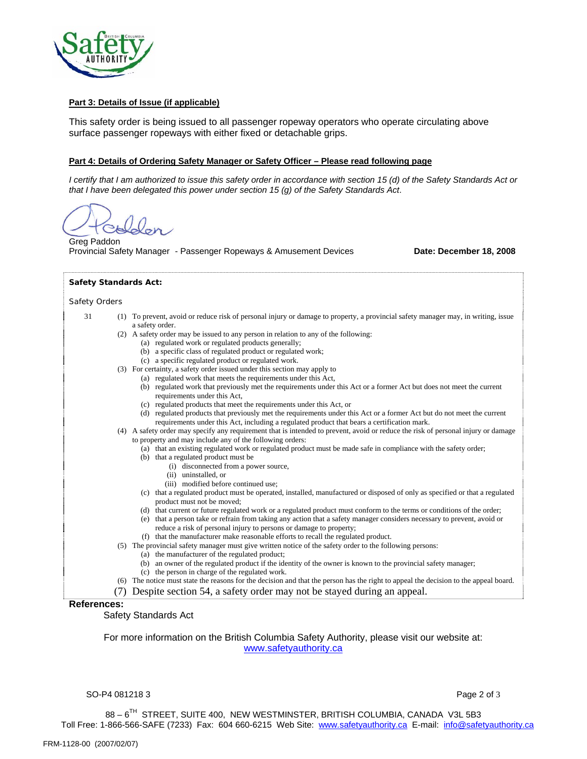**Part 3: Details of Issue (if applicable)**

This safety order is being issued to all passenger ropeway operators who operate circulating above surface passenger ropeways with either fixed or detachable grips.

**Part 4: Details of Ordering Safety Manager or Safety Officer – Please read following page**

*I certify that I am authorized to issue this safety order in accordance with section 15 (d) of the Safety Standards Act or that I have been delegated this power under section 15 (g) of the Safety Standards Act.*

Greg Paddon
Provincial Safety Manager - Passenger Ropeways & Amusement Devices

**Date: December 18, 2008**

**Safety Standards Act:**

Safety Orders

31 (1) To prevent, avoid or reduce risk of personal injury or damage to property, a provincial safety manager may, in writing, issue a safety order.

(2) A safety order may be issued to any person in relation to any of the following:

- (a) regulated work or regulated products generally;
- (b) a specific class of regulated product or regulated work;
- (c) a specific regulated product or regulated work.

(3) For certainty, a safety order issued under this section may apply to

- (a) regulated work that meets the requirements under this Act,
- (b) regulated work that previously met the requirements under this Act or a former Act but does not meet the current requirements under this Act,
- (c) regulated products that meet the requirements under this Act, or
- (d) regulated products that previously met the requirements under this Act or a former Act but do not meet the current requirements under this Act, including a regulated product that bears a certification mark.

(4) A safety order may specify any requirement that is intended to prevent, avoid or reduce the risk of personal injury or damage to property and may include any of the following orders:

- (a) that an existing regulated work or regulated product must be made safe in compliance with the safety order;
- (b) that a regulated product must be
  - (i) disconnected from a power source,
  - (ii) uninstalled, or
  - (iii) modified before continued use;
- (c) that a regulated product must be operated, installed, manufactured or disposed of only as specified or that a regulated product must not be moved;
- (d) that current or future regulated work or a regulated product must conform to the terms or conditions of the order;
- (e) that a person take or refrain from taking any action that a safety manager considers necessary to prevent, avoid or reduce a risk of personal injury to persons or damage to property;
- (f) that the manufacturer make reasonable efforts to recall the regulated product.

(5) The provincial safety manager must give written notice of the safety order to the following persons:

- (a) the manufacturer of the regulated product;
- (b) an owner of the regulated product if the identity of the owner is known to the provincial safety manager;
- (c) the person in charge of the regulated work.

(6) The notice must state the reasons for the decision and that the person has the right to appeal the decision to the appeal board.

(7) Despite section 54, a safety order may not be stayed during an appeal.

**References:**

Safety Standards Act

For more information on the British Columbia Safety Authority, please visit our website at: www.safetyauthority.ca

SO-P4 081218 3

88 – 6TH STREET, SUITE 400, NEW WESTMINSTER, BRITISH COLUMBIA, CANADA V3L 5B3
Toll Free: 1-866-566-SAFE (7233) Fax: 604 660-6215 Web Site: www.safetyauthority.ca E-mail: info@safetyauthority.ca

FRM-1128-00 (2007/02/07)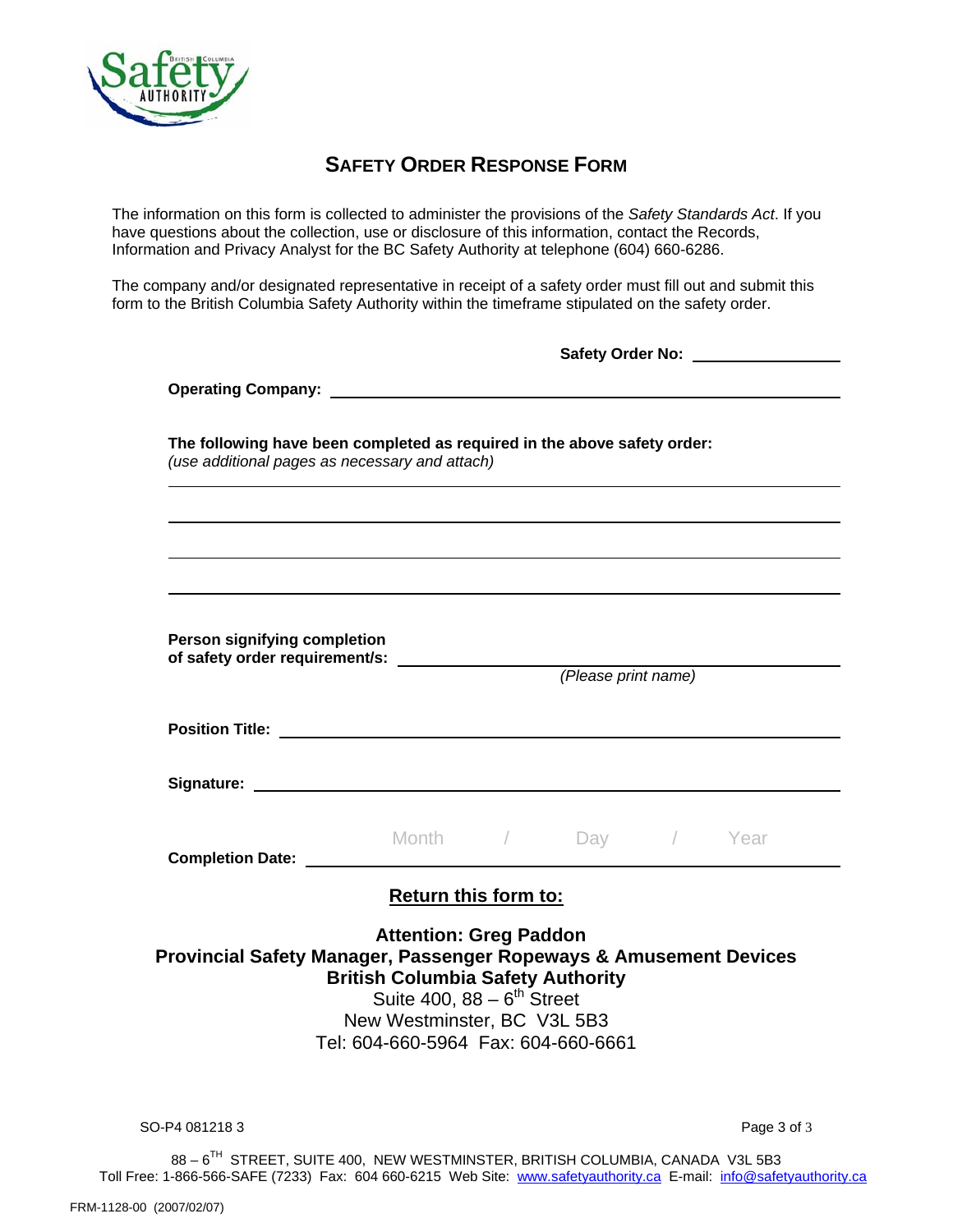# SAFETY ORDER RESPONSE FORM

The information on this form is collected to administer the provisions of the *Safety Standards Act*. If you have questions about the collection, use or disclosure of this information, contact the Records, Information and Privacy Analyst for the BC Safety Authority at telephone (604) 660-6286.

The company and/or designated representative in receipt of a safety order must fill out and submit this form to the British Columbia Safety Authority within the timeframe stipulated on the safety order.

**Safety Order No:** ____________________

**Operating Company:** ________________________________________________________________

**The following have been completed as required in the above safety order:**
*(use additional pages as necessary and attach)*

________________________________________________________________________________

________________________________________________________________________________

________________________________________________________________________________

________________________________________________________________________________

**Person signifying completion of safety order requirement/s:** ________________________________________
*(Please print name)*

**Position Title:** ________________________________________________________________

**Signature:** ________________________________________________________________

**Completion Date:** Month / Day / Year

## Return this form to:

**Attention: Greg Paddon**
**Provincial Safety Manager, Passenger Ropeways & Amusement Devices**
**British Columbia Safety Authority**
Suite 400, 88 – 6th Street
New Westminster, BC V3L 5B3
Tel: 604-660-5964 Fax: 604-660-6661

SO-P4 081218 3

88 – 6TH STREET, SUITE 400, NEW WESTMINSTER, BRITISH COLUMBIA, CANADA V3L 5B3
Toll Free: 1-866-566-SAFE (7233) Fax: 604 660-6215 Web Site: www.safetyauthority.ca E-mail: info@safetyauthority.ca

FRM-1128-00 (2007/02/07)